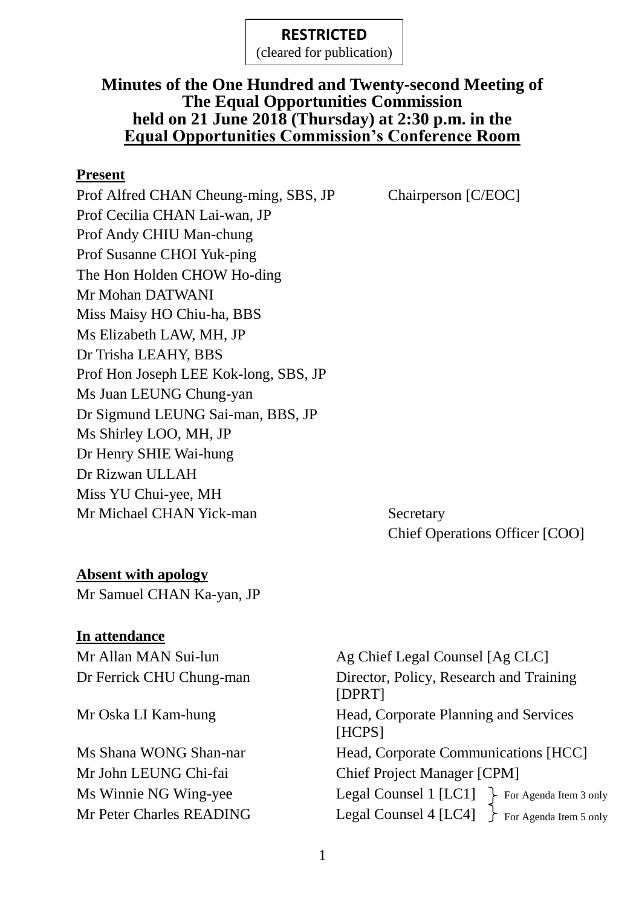**RESTRICTED**
(cleared for publication)

# Minutes of the One Hundred and Twenty-second Meeting of The Equal Opportunities Commission held on 21 June 2018 (Thursday) at 2:30 p.m. in the Equal Opportunities Commission's Conference Room

## Present

| | |
|---|---|
| Prof Alfred CHAN Cheung-ming, SBS, JP | Chairperson [C/EOC] |
| Prof Cecilia CHAN Lai-wan, JP | |
| Prof Andy CHIU Man-chung | |
| Prof Susanne CHOI Yuk-ping | |
| The Hon Holden CHOW Ho-ding | |
| Mr Mohan DATWANI | |
| Miss Maisy HO Chiu-ha, BBS | |
| Ms Elizabeth LAW, MH, JP | |
| Dr Trisha LEAHY, BBS | |
| Prof Hon Joseph LEE Kok-long, SBS, JP | |
| Ms Juan LEUNG Chung-yan | |
| Dr Sigmund LEUNG Sai-man, BBS, JP | |
| Ms Shirley LOO, MH, JP | |
| Dr Henry SHIE Wai-hung | |
| Dr Rizwan ULLAH | |
| Miss YU Chui-yee, MH | |
| Mr Michael CHAN Yick-man | Secretary<br>Chief Operations Officer [COO] |

## Absent with apology

Mr Samuel CHAN Ka-yan, JP

## In attendance

| | |
|---|---|
| Mr Allan MAN Sui-lun | Ag Chief Legal Counsel [Ag CLC] |
| Dr Ferrick CHU Chung-man | Director, Policy, Research and Training [DPRT] |
| Mr Oska LI Kam-hung | Head, Corporate Planning and Services [HCPS] |
| Ms Shana WONG Shan-nar | Head, Corporate Communications [HCC] |
| Mr John LEUNG Chi-fai | Chief Project Manager [CPM] |
| Ms Winnie NG Wing-yee | Legal Counsel 1 [LC1] } For Agenda Item 3 only |
| Mr Peter Charles READING | Legal Counsel 4 [LC4] } For Agenda Item 5 only |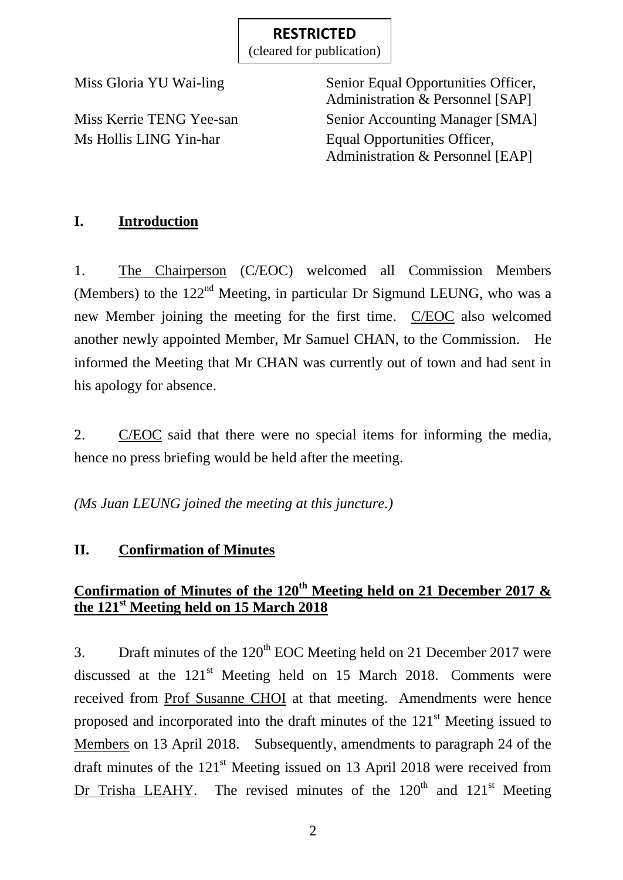**RESTRICTED**
(cleared for publication)

| | |
|---|---|
| Miss Gloria YU Wai-ling | Senior Equal Opportunities Officer, Administration & Personnel [SAP] |
| Miss Kerrie TENG Yee-san | Senior Accounting Manager [SMA] |
| Ms Hollis LING Yin-har | Equal Opportunities Officer, Administration & Personnel [EAP] |

## I. Introduction

1. The Chairperson (C/EOC) welcomed all Commission Members (Members) to the 122nd Meeting, in particular Dr Sigmund LEUNG, who was a new Member joining the meeting for the first time. C/EOC also welcomed another newly appointed Member, Mr Samuel CHAN, to the Commission. He informed the Meeting that Mr CHAN was currently out of town and had sent in his apology for absence.

2. C/EOC said that there were no special items for informing the media, hence no press briefing would be held after the meeting.

*(Ms Juan LEUNG joined the meeting at this juncture.)*

## II. Confirmation of Minutes

### Confirmation of Minutes of the 120th Meeting held on 21 December 2017 & the 121st Meeting held on 15 March 2018

3. Draft minutes of the 120th EOC Meeting held on 21 December 2017 were discussed at the 121st Meeting held on 15 March 2018. Comments were received from Prof Susanne CHOI at that meeting. Amendments were hence proposed and incorporated into the draft minutes of the 121st Meeting issued to Members on 13 April 2018. Subsequently, amendments to paragraph 24 of the draft minutes of the 121st Meeting issued on 13 April 2018 were received from Dr Trisha LEAHY. The revised minutes of the 120th and 121st Meeting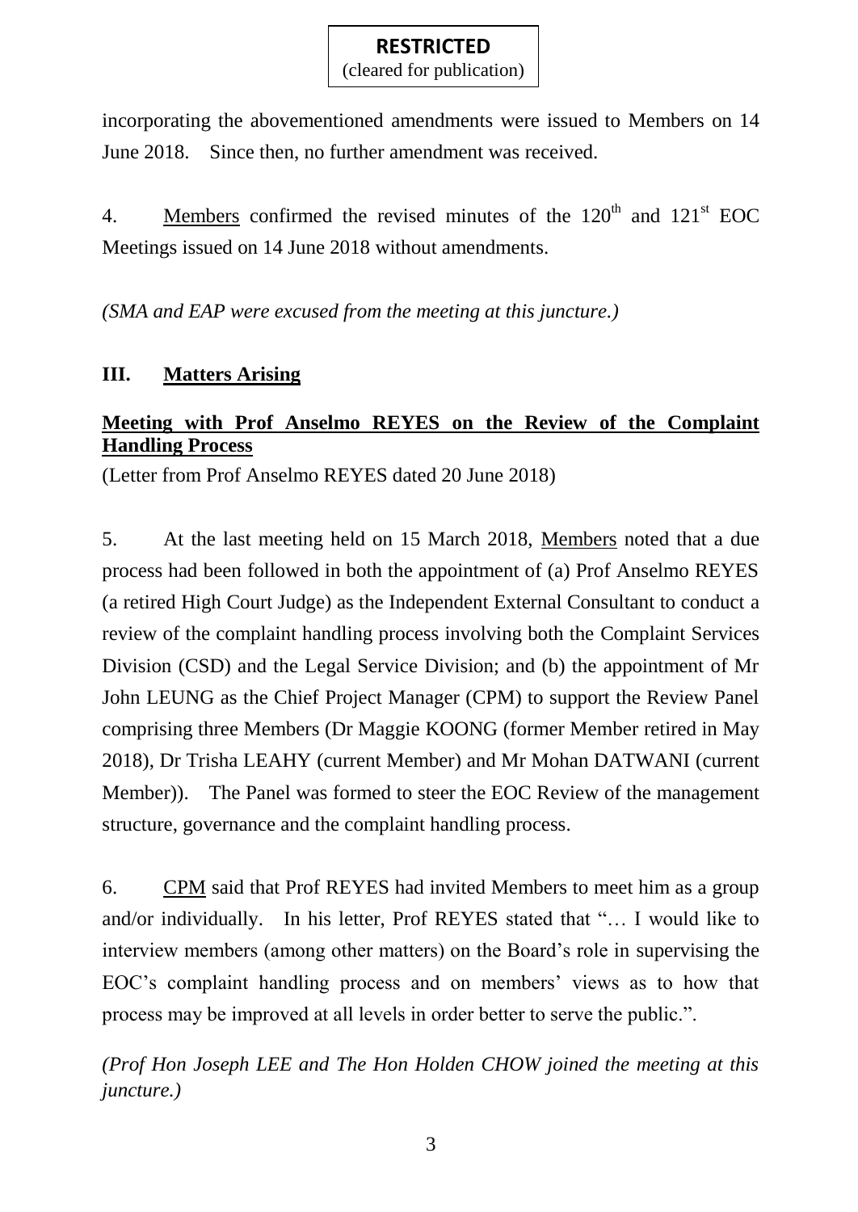incorporating the abovementioned amendments were issued to Members on 14 June 2018. Since then, no further amendment was received.

4. Members confirmed the revised minutes of the 120th and 121st EOC Meetings issued on 14 June 2018 without amendments.

*(SMA and EAP were excused from the meeting at this juncture.)*

## III. Matters Arising

### Meeting with Prof Anselmo REYES on the Review of the Complaint Handling Process

(Letter from Prof Anselmo REYES dated 20 June 2018)

5. At the last meeting held on 15 March 2018, Members noted that a due process had been followed in both the appointment of (a) Prof Anselmo REYES (a retired High Court Judge) as the Independent External Consultant to conduct a review of the complaint handling process involving both the Complaint Services Division (CSD) and the Legal Service Division; and (b) the appointment of Mr John LEUNG as the Chief Project Manager (CPM) to support the Review Panel comprising three Members (Dr Maggie KOONG (former Member retired in May 2018), Dr Trisha LEAHY (current Member) and Mr Mohan DATWANI (current Member)). The Panel was formed to steer the EOC Review of the management structure, governance and the complaint handling process.

6. CPM said that Prof REYES had invited Members to meet him as a group and/or individually. In his letter, Prof REYES stated that "… I would like to interview members (among other matters) on the Board's role in supervising the EOC's complaint handling process and on members' views as to how that process may be improved at all levels in order better to serve the public.".

*(Prof Hon Joseph LEE and The Hon Holden CHOW joined the meeting at this juncture.)*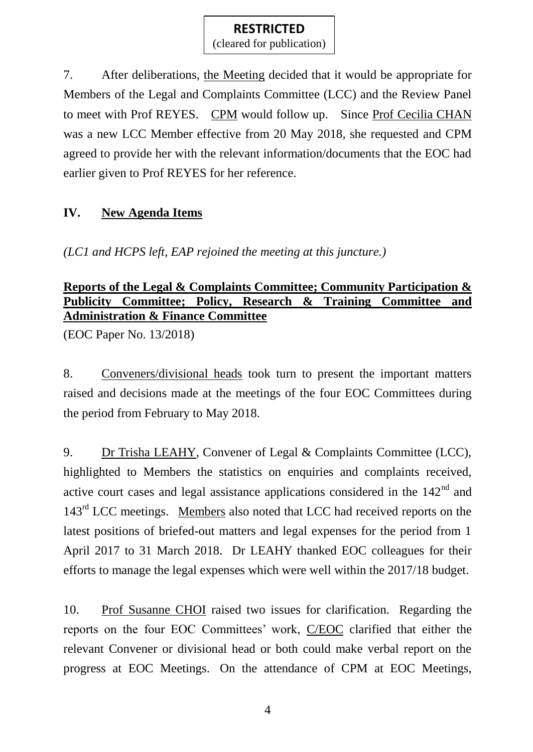**RESTRICTED**
(cleared for publication)

7. After deliberations, the Meeting decided that it would be appropriate for Members of the Legal and Complaints Committee (LCC) and the Review Panel to meet with Prof REYES. CPM would follow up. Since Prof Cecilia CHAN was a new LCC Member effective from 20 May 2018, she requested and CPM agreed to provide her with the relevant information/documents that the EOC had earlier given to Prof REYES for her reference.

## IV. New Agenda Items

*(LC1 and HCPS left, EAP rejoined the meeting at this juncture.)*

**Reports of the Legal & Complaints Committee; Community Participation & Publicity Committee; Policy, Research & Training Committee and Administration & Finance Committee**

(EOC Paper No. 13/2018)

8. Conveners/divisional heads took turn to present the important matters raised and decisions made at the meetings of the four EOC Committees during the period from February to May 2018.

9. Dr Trisha LEAHY, Convener of Legal & Complaints Committee (LCC), highlighted to Members the statistics on enquiries and complaints received, active court cases and legal assistance applications considered in the 142nd and 143rd LCC meetings. Members also noted that LCC had received reports on the latest positions of briefed-out matters and legal expenses for the period from 1 April 2017 to 31 March 2018. Dr LEAHY thanked EOC colleagues for their efforts to manage the legal expenses which were well within the 2017/18 budget.

10. Prof Susanne CHOI raised two issues for clarification. Regarding the reports on the four EOC Committees' work, C/EOC clarified that either the relevant Convener or divisional head or both could make verbal report on the progress at EOC Meetings. On the attendance of CPM at EOC Meetings,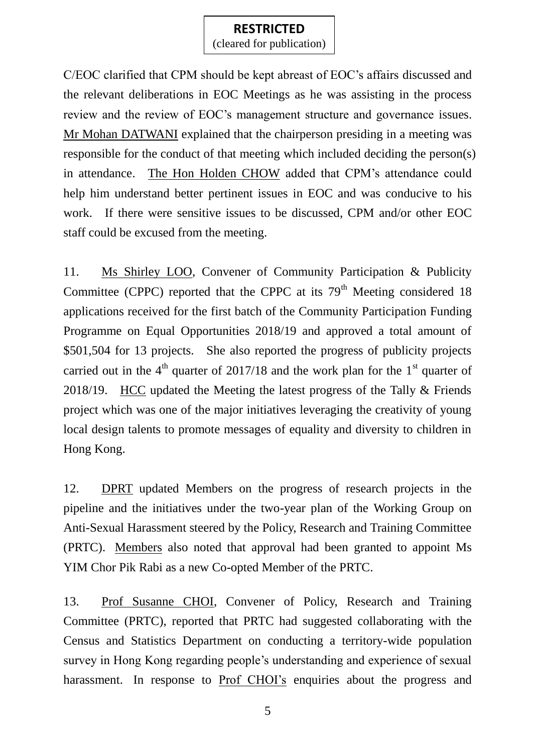**RESTRICTED**
(cleared for publication)

C/EOC clarified that CPM should be kept abreast of EOC's affairs discussed and the relevant deliberations in EOC Meetings as he was assisting in the process review and the review of EOC's management structure and governance issues. Mr Mohan DATWANI explained that the chairperson presiding in a meeting was responsible for the conduct of that meeting which included deciding the person(s) in attendance. The Hon Holden CHOW added that CPM's attendance could help him understand better pertinent issues in EOC and was conducive to his work. If there were sensitive issues to be discussed, CPM and/or other EOC staff could be excused from the meeting.

11. Ms Shirley LOO, Convener of Community Participation & Publicity Committee (CPPC) reported that the CPPC at its 79th Meeting considered 18 applications received for the first batch of the Community Participation Funding Programme on Equal Opportunities 2018/19 and approved a total amount of $501,504 for 13 projects. She also reported the progress of publicity projects carried out in the 4th quarter of 2017/18 and the work plan for the 1st quarter of 2018/19. HCC updated the Meeting the latest progress of the Tally & Friends project which was one of the major initiatives leveraging the creativity of young local design talents to promote messages of equality and diversity to children in Hong Kong.

12. DPRT updated Members on the progress of research projects in the pipeline and the initiatives under the two-year plan of the Working Group on Anti-Sexual Harassment steered by the Policy, Research and Training Committee (PRTC). Members also noted that approval had been granted to appoint Ms YIM Chor Pik Rabi as a new Co-opted Member of the PRTC.

13. Prof Susanne CHOI, Convener of Policy, Research and Training Committee (PRTC), reported that PRTC had suggested collaborating with the Census and Statistics Department on conducting a territory-wide population survey in Hong Kong regarding people's understanding and experience of sexual harassment. In response to Prof CHOI's enquiries about the progress and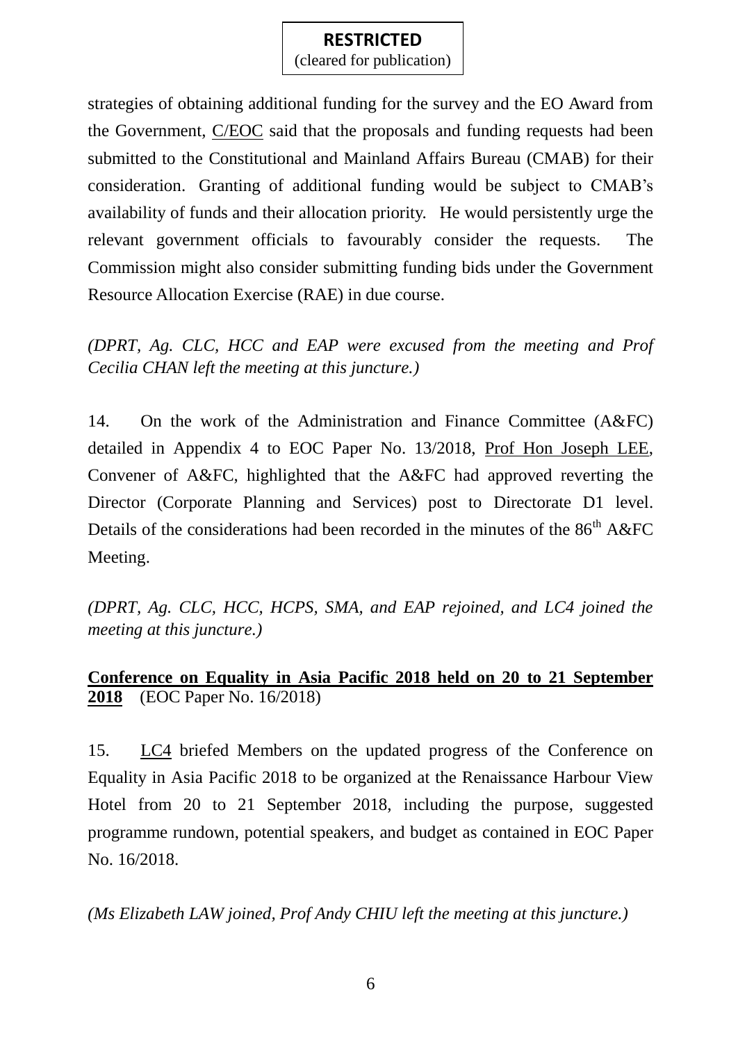**RESTRICTED**
(cleared for publication)

strategies of obtaining additional funding for the survey and the EO Award from the Government, C/EOC said that the proposals and funding requests had been submitted to the Constitutional and Mainland Affairs Bureau (CMAB) for their consideration. Granting of additional funding would be subject to CMAB's availability of funds and their allocation priority. He would persistently urge the relevant government officials to favourably consider the requests. The Commission might also consider submitting funding bids under the Government Resource Allocation Exercise (RAE) in due course.

*(DPRT, Ag. CLC, HCC and EAP were excused from the meeting and Prof Cecilia CHAN left the meeting at this juncture.)*

14. On the work of the Administration and Finance Committee (A&FC) detailed in Appendix 4 to EOC Paper No. 13/2018, Prof Hon Joseph LEE, Convener of A&FC, highlighted that the A&FC had approved reverting the Director (Corporate Planning and Services) post to Directorate D1 level. Details of the considerations had been recorded in the minutes of the 86th A&FC Meeting.

*(DPRT, Ag. CLC, HCC, HCPS, SMA, and EAP rejoined, and LC4 joined the meeting at this juncture.)*

**Conference on Equality in Asia Pacific 2018 held on 20 to 21 September 2018** (EOC Paper No. 16/2018)

15. LC4 briefed Members on the updated progress of the Conference on Equality in Asia Pacific 2018 to be organized at the Renaissance Harbour View Hotel from 20 to 21 September 2018, including the purpose, suggested programme rundown, potential speakers, and budget as contained in EOC Paper No. 16/2018.

*(Ms Elizabeth LAW joined, Prof Andy CHIU left the meeting at this juncture.)*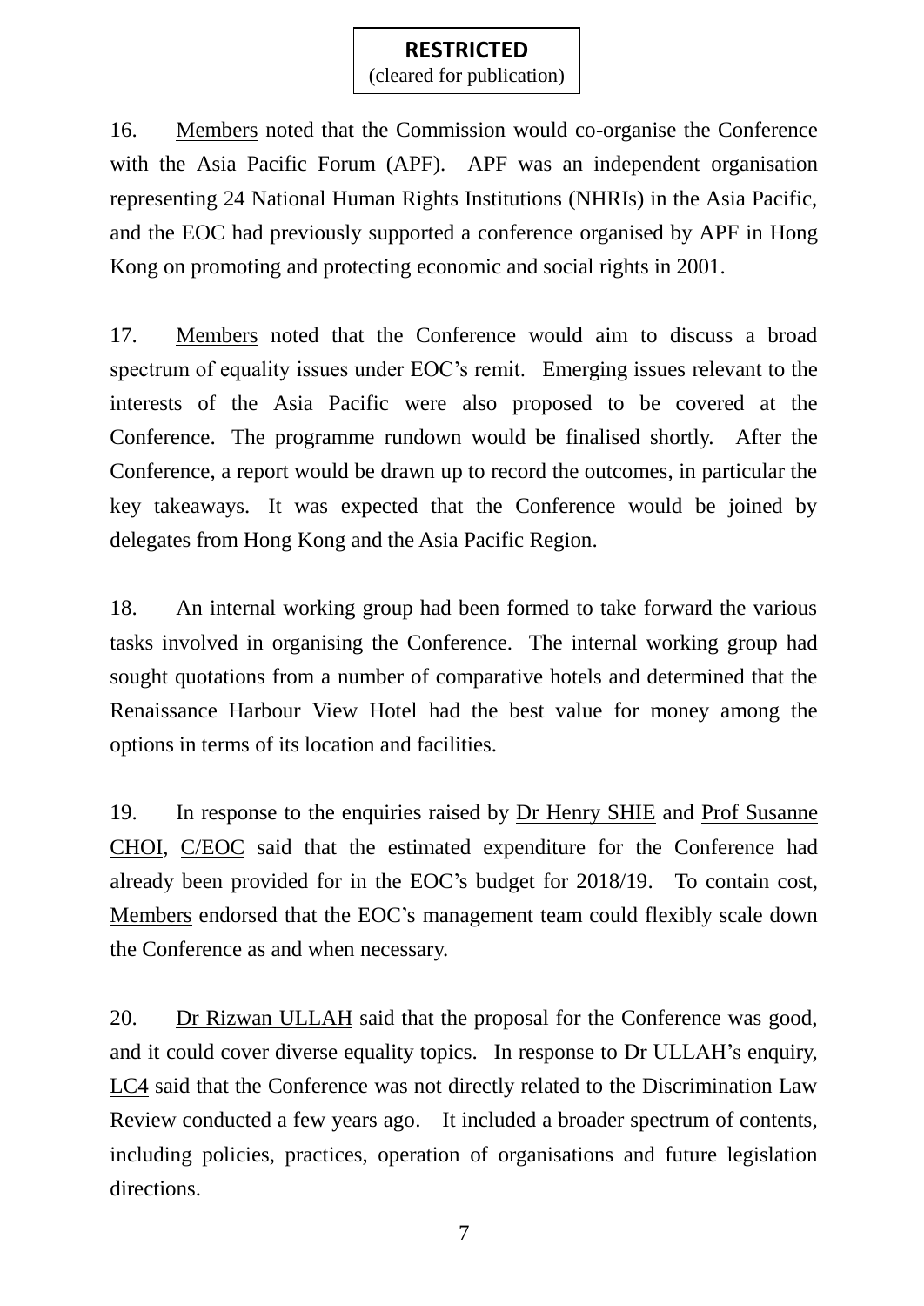**RESTRICTED**
(cleared for publication)

16. Members noted that the Commission would co-organise the Conference with the Asia Pacific Forum (APF). APF was an independent organisation representing 24 National Human Rights Institutions (NHRIs) in the Asia Pacific, and the EOC had previously supported a conference organised by APF in Hong Kong on promoting and protecting economic and social rights in 2001.

17. Members noted that the Conference would aim to discuss a broad spectrum of equality issues under EOC's remit. Emerging issues relevant to the interests of the Asia Pacific were also proposed to be covered at the Conference. The programme rundown would be finalised shortly. After the Conference, a report would be drawn up to record the outcomes, in particular the key takeaways. It was expected that the Conference would be joined by delegates from Hong Kong and the Asia Pacific Region.

18. An internal working group had been formed to take forward the various tasks involved in organising the Conference. The internal working group had sought quotations from a number of comparative hotels and determined that the Renaissance Harbour View Hotel had the best value for money among the options in terms of its location and facilities.

19. In response to the enquiries raised by Dr Henry SHIE and Prof Susanne CHOI, C/EOC said that the estimated expenditure for the Conference had already been provided for in the EOC's budget for 2018/19. To contain cost, Members endorsed that the EOC's management team could flexibly scale down the Conference as and when necessary.

20. Dr Rizwan ULLAH said that the proposal for the Conference was good, and it could cover diverse equality topics. In response to Dr ULLAH's enquiry, LC4 said that the Conference was not directly related to the Discrimination Law Review conducted a few years ago. It included a broader spectrum of contents, including policies, practices, operation of organisations and future legislation directions.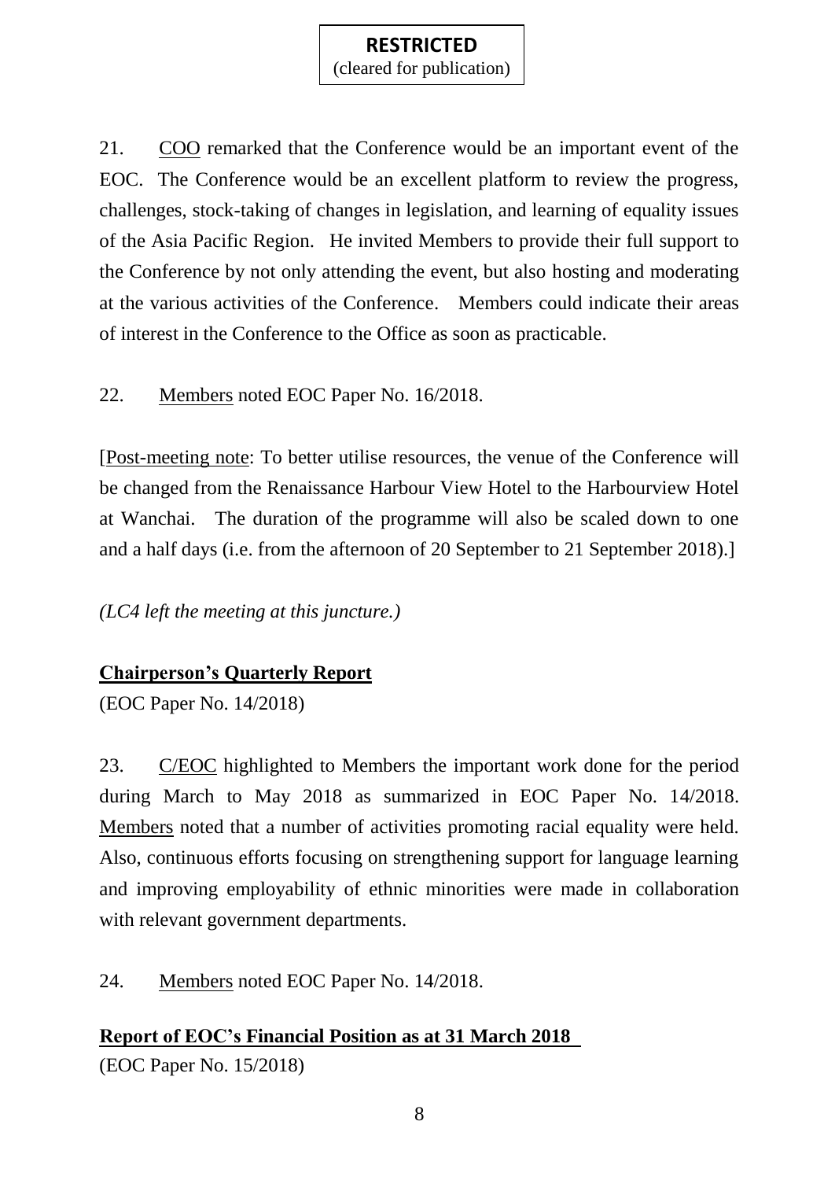**RESTRICTED**
(cleared for publication)

21. COO remarked that the Conference would be an important event of the EOC. The Conference would be an excellent platform to review the progress, challenges, stock-taking of changes in legislation, and learning of equality issues of the Asia Pacific Region. He invited Members to provide their full support to the Conference by not only attending the event, but also hosting and moderating at the various activities of the Conference. Members could indicate their areas of interest in the Conference to the Office as soon as practicable.

22. Members noted EOC Paper No. 16/2018.

[Post-meeting note: To better utilise resources, the venue of the Conference will be changed from the Renaissance Harbour View Hotel to the Harbourview Hotel at Wanchai. The duration of the programme will also be scaled down to one and a half days (i.e. from the afternoon of 20 September to 21 September 2018).]

*(LC4 left the meeting at this juncture.)*

**Chairperson's Quarterly Report**

(EOC Paper No. 14/2018)

23. C/EOC highlighted to Members the important work done for the period during March to May 2018 as summarized in EOC Paper No. 14/2018. Members noted that a number of activities promoting racial equality were held. Also, continuous efforts focusing on strengthening support for language learning and improving employability of ethnic minorities were made in collaboration with relevant government departments.

24. Members noted EOC Paper No. 14/2018.

**Report of EOC's Financial Position as at 31 March 2018**

(EOC Paper No. 15/2018)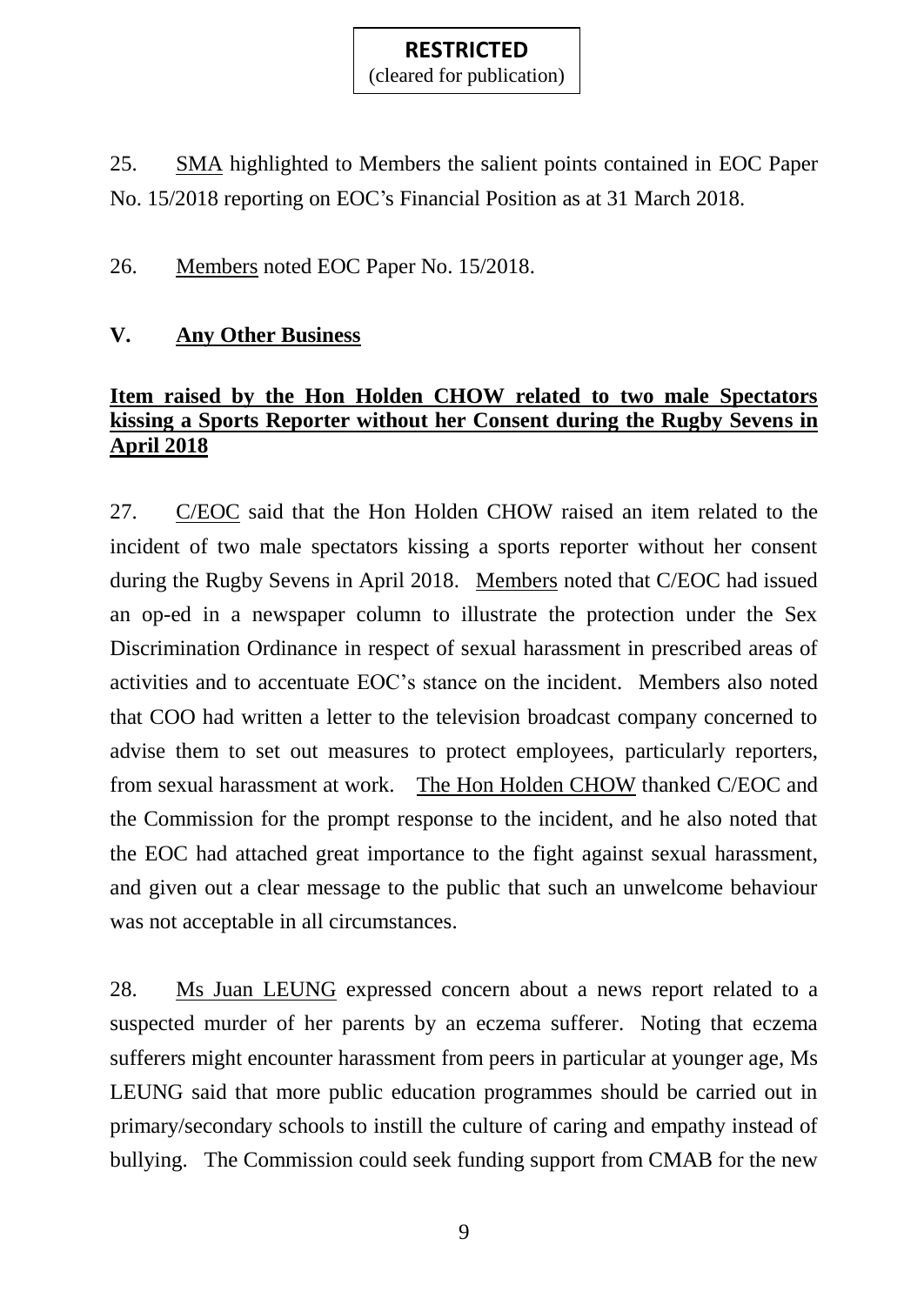**RESTRICTED**
(cleared for publication)

25. SMA highlighted to Members the salient points contained in EOC Paper No. 15/2018 reporting on EOC's Financial Position as at 31 March 2018.

26. Members noted EOC Paper No. 15/2018.

## V. Any Other Business

### Item raised by the Hon Holden CHOW related to two male Spectators kissing a Sports Reporter without her Consent during the Rugby Sevens in April 2018

27. C/EOC said that the Hon Holden CHOW raised an item related to the incident of two male spectators kissing a sports reporter without her consent during the Rugby Sevens in April 2018. Members noted that C/EOC had issued an op-ed in a newspaper column to illustrate the protection under the Sex Discrimination Ordinance in respect of sexual harassment in prescribed areas of activities and to accentuate EOC's stance on the incident. Members also noted that COO had written a letter to the television broadcast company concerned to advise them to set out measures to protect employees, particularly reporters, from sexual harassment at work. The Hon Holden CHOW thanked C/EOC and the Commission for the prompt response to the incident, and he also noted that the EOC had attached great importance to the fight against sexual harassment, and given out a clear message to the public that such an unwelcome behaviour was not acceptable in all circumstances.

28. Ms Juan LEUNG expressed concern about a news report related to a suspected murder of her parents by an eczema sufferer. Noting that eczema sufferers might encounter harassment from peers in particular at younger age, Ms LEUNG said that more public education programmes should be carried out in primary/secondary schools to instill the culture of caring and empathy instead of bullying. The Commission could seek funding support from CMAB for the new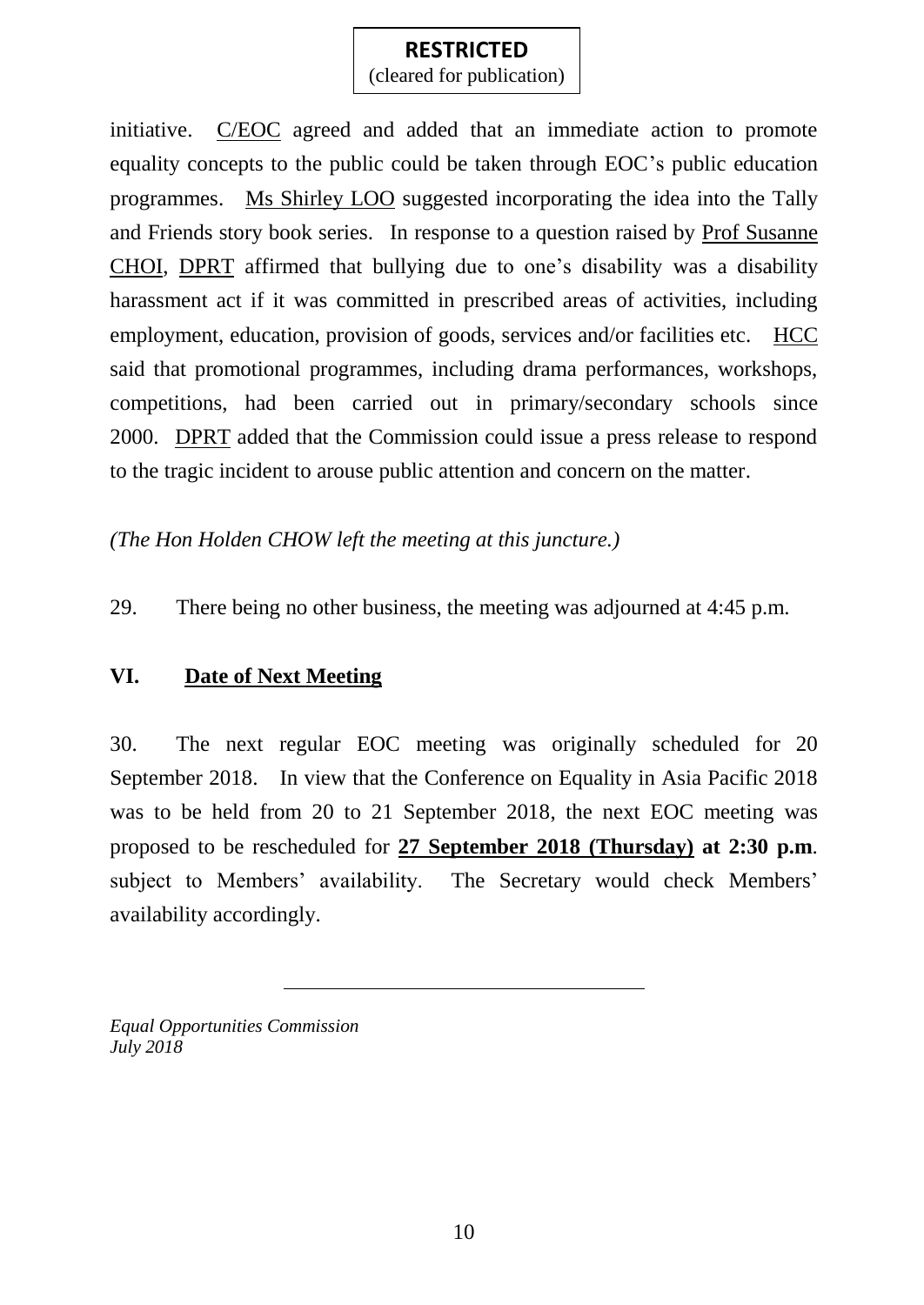**RESTRICTED**
(cleared for publication)

initiative. C/EOC agreed and added that an immediate action to promote equality concepts to the public could be taken through EOC's public education programmes. Ms Shirley LOO suggested incorporating the idea into the Tally and Friends story book series. In response to a question raised by Prof Susanne CHOI, DPRT affirmed that bullying due to one's disability was a disability harassment act if it was committed in prescribed areas of activities, including employment, education, provision of goods, services and/or facilities etc. HCC said that promotional programmes, including drama performances, workshops, competitions, had been carried out in primary/secondary schools since 2000. DPRT added that the Commission could issue a press release to respond to the tragic incident to arouse public attention and concern on the matter.

*(The Hon Holden CHOW left the meeting at this juncture.)*

29. There being no other business, the meeting was adjourned at 4:45 p.m.

## VI. Date of Next Meeting

30. The next regular EOC meeting was originally scheduled for 20 September 2018. In view that the Conference on Equality in Asia Pacific 2018 was to be held from 20 to 21 September 2018, the next EOC meeting was proposed to be rescheduled for **27 September 2018 (Thursday) at 2:30 p.m**. subject to Members' availability. The Secretary would check Members' availability accordingly.

---

*Equal Opportunities Commission*
*July 2018*